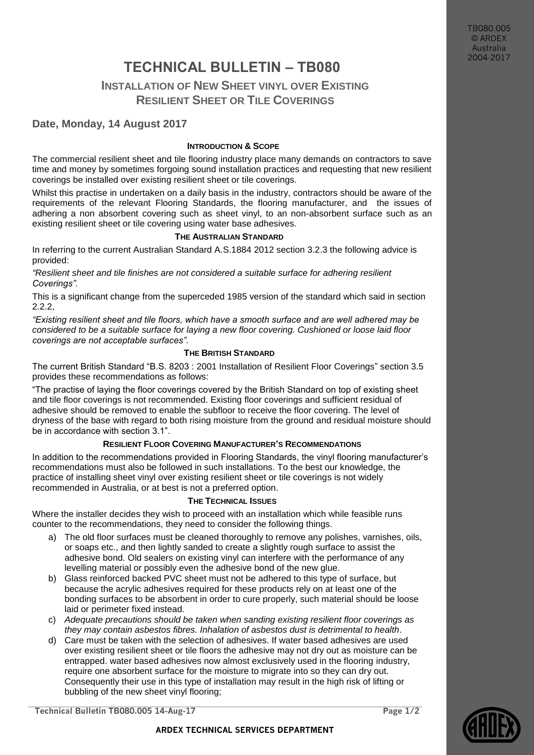# TECHNICAL BULLETIN – TB080

## INSTALLATION OF NEW SHEET VINYL OVER EXISTING RESILIENT SHEET OR TILE COVERINGS

### Date, Monday, 14 August 2017

#### INTRODUCTION & SCOPE

The commercial resilient sheet and tile flooring industry place many demands on contractors to save time and money by sometimes forgoing sound installation practices and requesting that new resilient coverings be installed over existing resilient sheet or tile coverings.

Whilst this practise in undertaken on a daily basis in the industry, contractors should be aware of the requirements of the relevant Flooring Standards, the flooring manufacturer, and the issues of adhering a non absorbent covering such as sheet vinyl, to an non-absorbent surface such as an existing resilient sheet or tile covering using water base adhesives.

#### THE AUSTRALIAN STANDARD

In referring to the current Australian Standard A.S.1884 2012 section 3.2.3 the following advice is provided:

*"Resilient sheet and tile finishes are not considered a suitable surface for adhering resilient Coverings".*

This is a significant change from the superceded 1985 version of the standard which said in section 2.2.2,

*"Existing resilient sheet and tile floors, which have a smooth surface and are well adhered may be considered to be a suitable surface for laying a new floor covering. Cushioned or loose laid floor coverings are not acceptable surfaces".*

#### THE BRITISH STANDARD

The current British Standard "B.S. 8203 : 2001 Installation of Resilient Floor Coverings" section 3.5 provides these recommendations as follows:

"The practise of laying the floor coverings covered by the British Standard on top of existing sheet and tile floor coverings is not recommended. Existing floor coverings and sufficient residual of adhesive should be removed to enable the subfloor to receive the floor covering. The level of dryness of the base with regard to both rising moisture from the ground and residual moisture should be in accordance with section 3.1".

#### RESILIENT FLOOR COVERING MANUFACTURER'S RECOMMENDATIONS

In addition to the recommendations provided in Flooring Standards, the vinyl flooring manufacturer's recommendations must also be followed in such installations. To the best our knowledge, the practice of installing sheet vinyl over existing resilient sheet or tile coverings is not widely recommended in Australia, or at best is not a preferred option.

#### THE TECHNICAL ISSUES

Where the installer decides they wish to proceed with an installation which while feasible runs counter to the recommendations, they need to consider the following things.

a) The old floor surfaces must be cleaned thoroughly to remove any polishes, varnishes, oils, or soaps etc., and then lightly sanded to create a slightly rough surface to assist the adhesive bond. Old sealers on existing vinyl can interfere with the performance of any levelling material or possibly even the adhesive bond of the new glue.

b) Glass reinforced backed PVC sheet must not be adhered to this type of surface, but because the acrylic adhesives required for these products rely on at least one of the bonding surfaces to be absorbent in order to cure properly, such material should be loose laid or perimeter fixed instead.

c) *Adequate precautions should be taken when sanding existing resilient floor coverings as they may contain asbestos fibres. Inhalation of asbestos dust is detrimental to health*.

d) Care must be taken with the selection of adhesives. If water based adhesives are used over existing resilient sheet or tile floors the adhesive may not dry out as moisture can be entrapped. water based adhesives now almost exclusively used in the flooring industry, require one absorbent surface for the moisture to migrate into so they can dry out. Consequently their use in this type of installation may result in the high risk of lifting or bubbling of the new sheet vinyl flooring;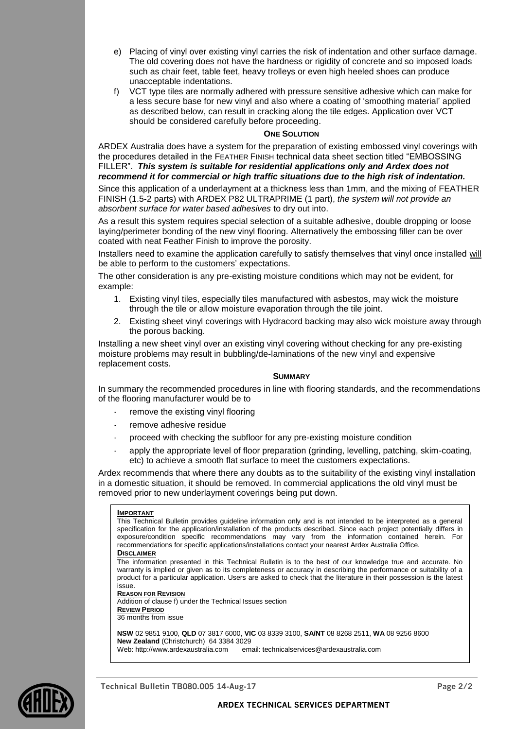e) Placing of vinyl over existing vinyl carries the risk of indentation and other surface damage. The old covering does not have the hardness or rigidity of concrete and so imposed loads such as chair feet, table feet, heavy trolleys or even high heeled shoes can produce unacceptable indentations.

f) VCT type tiles are normally adhered with pressure sensitive adhesive which can make for a less secure base for new vinyl and also where a coating of 'smoothing material' applied as described below, can result in cracking along the tile edges. Application over VCT should be considered carefully before proceeding.

### ONE SOLUTION

ARDEX Australia does have a system for the preparation of existing embossed vinyl coverings with the procedures detailed in the FEATHER FINISH technical data sheet section titled "EMBOSSING FILLER". ***This system is suitable for residential applications only and Ardex does not recommend it for commercial or high traffic situations due to the high risk of indentation.***

Since this application of a underlayment at a thickness less than 1mm, and the mixing of FEATHER FINISH (1.5-2 parts) with ARDEX P82 ULTRAPRIME (1 part), *the system will not provide an absorbent surface for water based adhesives* to dry out into.

As a result this system requires special selection of a suitable adhesive, double dropping or loose laying/perimeter bonding of the new vinyl flooring. Alternatively the embossing filler can be over coated with neat Feather Finish to improve the porosity.

Installers need to examine the application carefully to satisfy themselves that vinyl once installed will be able to perform to the customers' expectations.

The other consideration is any pre-existing moisture conditions which may not be evident, for example:

1. Existing vinyl tiles, especially tiles manufactured with asbestos, may wick the moisture through the tile or allow moisture evaporation through the tile joint.
2. Existing sheet vinyl coverings with Hydracord backing may also wick moisture away through the porous backing.

Installing a new sheet vinyl over an existing vinyl covering without checking for any pre-existing moisture problems may result in bubbling/de-laminations of the new vinyl and expensive replacement costs.

### SUMMARY

In summary the recommended procedures in line with flooring standards, and the recommendations of the flooring manufacturer would be to

- remove the existing vinyl flooring
- remove adhesive residue
- proceed with checking the subfloor for any pre-existing moisture condition
- apply the appropriate level of floor preparation (grinding, levelling, patching, skim-coating, etc) to achieve a smooth flat surface to meet the customers expectations.

Ardex recommends that where there any doubts as to the suitability of the existing vinyl installation in a domestic situation, it should be removed. In commercial applications the old vinyl must be removed prior to new underlayment coverings being put down.

**IMPORTANT**

This Technical Bulletin provides guideline information only and is not intended to be interpreted as a general specification for the application/installation of the products described. Since each project potentially differs in exposure/condition specific recommendations may vary from the information contained herein. For recommendations for specific applications/installations contact your nearest Ardex Australia Office.

**DISCLAIMER**

The information presented in this Technical Bulletin is to the best of our knowledge true and accurate. No warranty is implied or given as to its completeness or accuracy in describing the performance or suitability of a product for a particular application. Users are asked to check that the literature in their possession is the latest issue.

**REASON FOR REVISION**

Addition of clause f) under the Technical Issues section

**REVIEW PERIOD**

36 months from issue

**NSW** 02 9851 9100, **QLD** 07 3817 6000, **VIC** 03 8339 3100, **SA/NT** 08 8268 2511, **WA** 08 9256 8600
**New Zealand** (Christchurch) 64 3384 3029
Web: http://www.ardexaustralia.com email: technicalservices@ardexaustralia.com

**Technical Bulletin TB080.005 14-Aug-17**

**ARDEX TECHNICAL SERVICES DEPARTMENT**